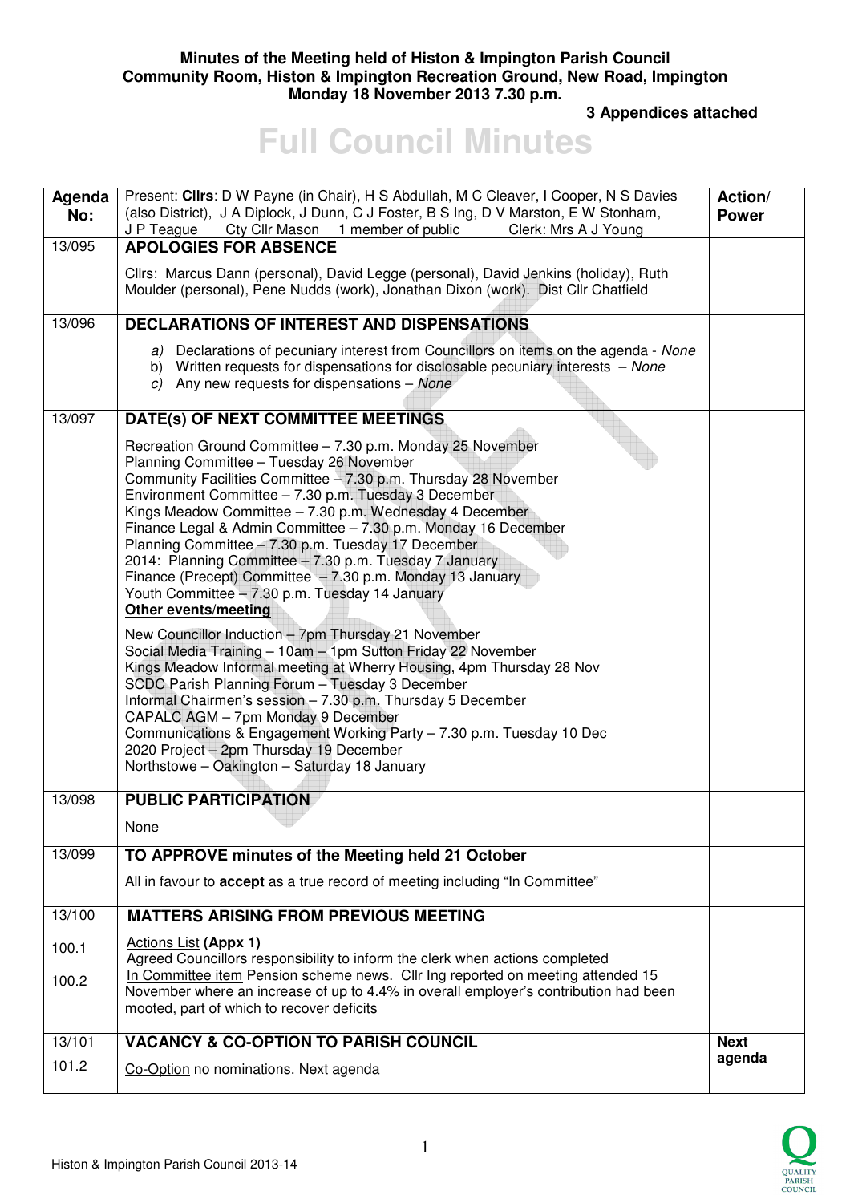**Minutes of the Meeting held of Histon & Impington Parish Council**
**Community Room, Histon & Impington Recreation Ground, New Road, Impington**
**Monday 18 November 2013 7.30 p.m.**

**3 Appendices attached**

# Full Council Minutes

| Agenda No: | Present: **Cllrs**: D W Payne (in Chair), H S Abdullah, M C Cleaver, I Cooper, N S Davies (also District), J A Diplock, J Dunn, C J Foster, B S Ing, D V Marston, E W Stonham, J P Teague Cty Cllr Mason 1 member of public Clerk: Mrs A J Young | Action/ Power |
|---|---|---|
| 13/095 | **APOLOGIES FOR ABSENCE**<br><br>Cllrs: Marcus Dann (personal), David Legge (personal), David Jenkins (holiday), Ruth Moulder (personal), Pene Nudds (work), Jonathan Dixon (work). Dist Cllr Chatfield | |
| 13/096 | **DECLARATIONS OF INTEREST AND DISPENSATIONS**<br><br>*a)* Declarations of pecuniary interest from Councillors on items on the agenda - *None*<br>b) Written requests for dispensations for disclosable pecuniary interests – *None*<br>*c)* Any new requests for dispensations – *None* | |
| 13/097 | **DATE(s) OF NEXT COMMITTEE MEETINGS**<br><br>Recreation Ground Committee – 7.30 p.m. Monday 25 November<br>Planning Committee – Tuesday 26 November<br>Community Facilities Committee – 7.30 p.m. Thursday 28 November<br>Environment Committee – 7.30 p.m. Tuesday 3 December<br>Kings Meadow Committee – 7.30 p.m. Wednesday 4 December<br>Finance Legal & Admin Committee – 7.30 p.m. Monday 16 December<br>Planning Committee – 7.30 p.m. Tuesday 17 December<br>2014: Planning Committee – 7.30 p.m. Tuesday 7 January<br>Finance (Precept) Committee – 7.30 p.m. Monday 13 January<br>Youth Committee – 7.30 p.m. Tuesday 14 January<br>**Other events/meeting**<br><br>New Councillor Induction – 7pm Thursday 21 November<br>Social Media Training – 10am – 1pm Sutton Friday 22 November<br>Kings Meadow Informal meeting at Wherry Housing, 4pm Thursday 28 Nov<br>SCDC Parish Planning Forum – Tuesday 3 December<br>Informal Chairmen's session – 7.30 p.m. Thursday 5 December<br>CAPALC AGM – 7pm Monday 9 December<br>Communications & Engagement Working Party – 7.30 p.m. Tuesday 10 Dec<br>2020 Project – 2pm Thursday 19 December<br>Northstowe – Oakington – Saturday 18 January | |
| 13/098 | **PUBLIC PARTICIPATION**<br><br>None | |
| 13/099 | **TO APPROVE minutes of the Meeting held 21 October**<br><br>All in favour to **accept** as a true record of meeting including "In Committee" | |
| 13/100<br><br>100.1<br><br>100.2 | **MATTERS ARISING FROM PREVIOUS MEETING**<br><br>Actions List **(Appx 1)**<br>Agreed Councillors responsibility to inform the clerk when actions completed<br>In Committee item Pension scheme news. Cllr Ing reported on meeting attended 15 November where an increase of up to 4.4% in overall employer's contribution had been mooted, part of which to recover deficits | |
| 13/101<br>101.2 | **VACANCY & CO-OPTION TO PARISH COUNCIL**<br><br>Co-Option no nominations. Next agenda | **Next agenda** |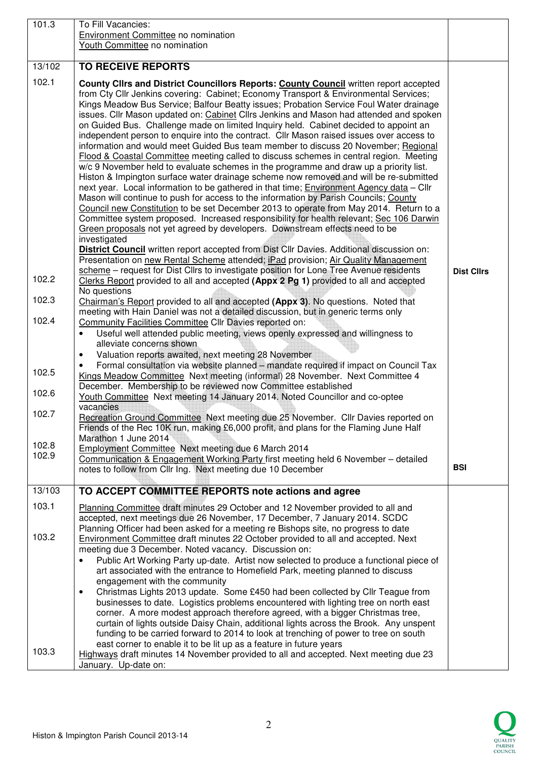| | | |
|---|---|---|
| 101.3 | To Fill Vacancies:<br>Environment Committee no nomination<br>Youth Committee no nomination | |
| 13/102 | **TO RECEIVE REPORTS** | |
| 102.1 | **County Cllrs and District Councillors Reports: County Council** written report accepted from Cty Cllr Jenkins covering: Cabinet; Economy Transport & Environmental Services; Kings Meadow Bus Service; Balfour Beatty issues; Probation Service Foul Water drainage issues. Cllr Mason updated on: Cabinet Cllrs Jenkins and Mason had attended and spoken on Guided Bus. Challenge made on limited Inquiry held. Cabinet decided to appoint an independent person to enquire into the contract. Cllr Mason raised issues over access to information and would meet Guided Bus team member to discuss 20 November; Regional Flood & Coastal Committee meeting called to discuss schemes in central region. Meeting w/c 9 November held to evaluate schemes in the programme and draw up a priority list. Histon & Impington surface water drainage scheme now removed and will be re-submitted next year. Local information to be gathered in that time; Environment Agency data – Cllr Mason will continue to push for access to the information by Parish Councils; County Council new Constitution to be set December 2013 to operate from May 2014. Return to a Committee system proposed. Increased responsibility for health relevant; Sec 106 Darwin Green proposals not yet agreed by developers. Downstream effects need to be investigated<br>**District Council** written report accepted from Dist Cllr Davies. Additional discussion on: Presentation on new Rental Scheme attended; iPad provision; Air Quality Management scheme – request for Dist Cllrs to investigate position for Lone Tree Avenue residents | **Dist Cllrs** |
| 102.2 | Clerks Report provided to all and accepted **(Appx 2 Pg 1)** provided to all and accepted<br>No questions | |
| 102.3 | Chairman's Report provided to all and accepted **(Appx 3)**. No questions. Noted that meeting with Hain Daniel was not a detailed discussion, but in generic terms only | |
| 102.4 | Community Facilities Committee Cllr Davies reported on:<br>• Useful well attended public meeting, views openly expressed and willingness to alleviate concerns shown<br>• Valuation reports awaited, next meeting 28 November<br>• Formal consultation via website planned – mandate required if impact on Council Tax | |
| 102.5 | Kings Meadow Committee Next meeting (informal) 28 November. Next Committee 4 December. Membership to be reviewed now Committee established | |
| 102.6 | Youth Committee Next meeting 14 January 2014. Noted Councillor and co-optee vacancies | |
| 102.7 | Recreation Ground Committee Next meeting due 25 November. Cllr Davies reported on Friends of the Rec 10K run, making £6,000 profit, and plans for the Flaming June Half Marathon 1 June 2014 | |
| 102.8 | Employment Committee Next meeting due 6 March 2014 | |
| 102.9 | Communication & Engagement Working Party first meeting held 6 November – detailed notes to follow from Cllr Ing. Next meeting due 10 December | **BSI** |
| 13/103 | **TO ACCEPT COMMITTEE REPORTS note actions and agree** | |
| 103.1 | Planning Committee draft minutes 29 October and 12 November provided to all and accepted, next meetings due 26 November, 17 December, 7 January 2014. SCDC Planning Officer had been asked for a meeting re Bishops site, no progress to date | |
| 103.2 | Environment Committee draft minutes 22 October provided to all and accepted. Next meeting due 3 December. Noted vacancy. Discussion on:<br>• Public Art Working Party up-date. Artist now selected to produce a functional piece of art associated with the entrance to Homefield Park, meeting planned to discuss engagement with the community<br>• Christmas Lights 2013 update. Some £450 had been collected by Cllr Teague from businesses to date. Logistics problems encountered with lighting tree on north east corner. A more modest approach therefore agreed, with a bigger Christmas tree, curtain of lights outside Daisy Chain, additional lights across the Brook. Any unspent funding to be carried forward to 2014 to look at trenching of power to tree on south east corner to enable it to be lit up as a feature in future years | |
| 103.3 | Highways draft minutes 14 November provided to all and accepted. Next meeting due 23 January. Up-date on: | |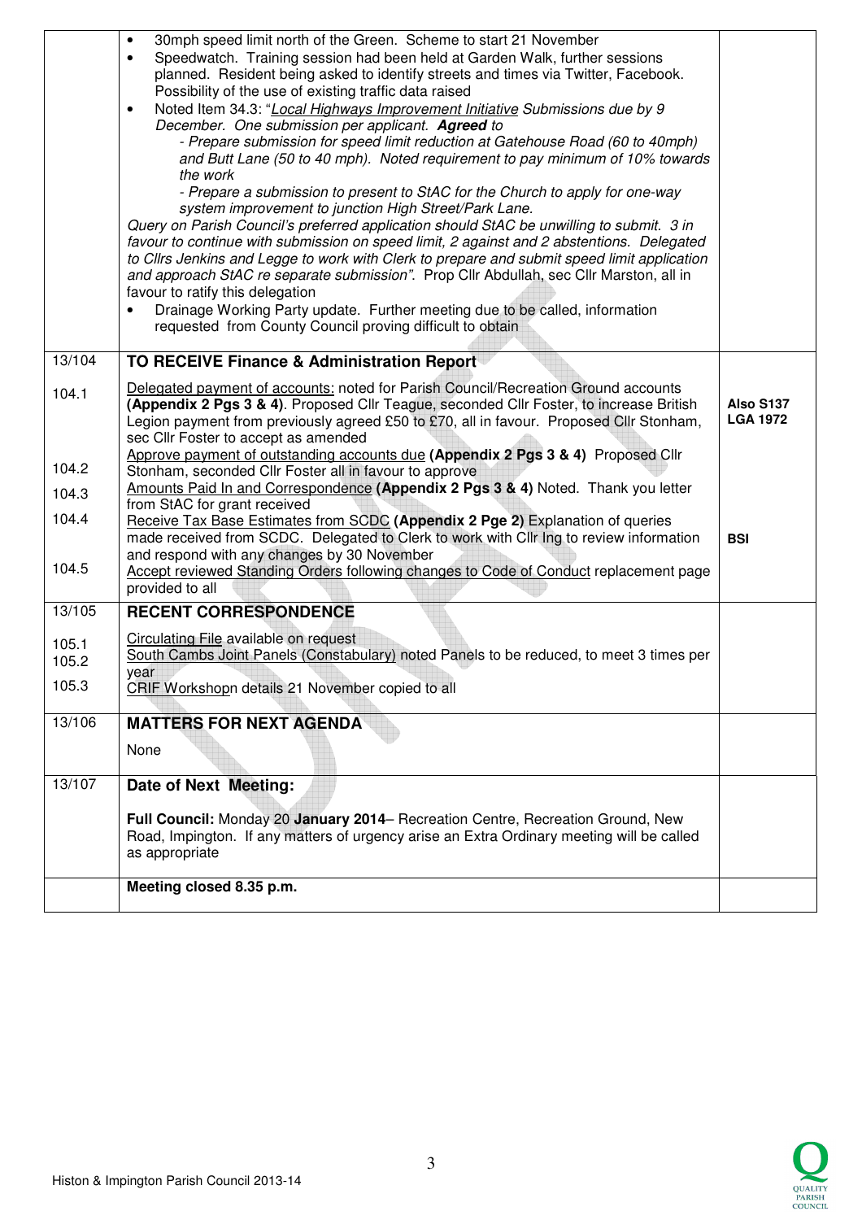| | | |
|---|---|---|
| | • 30mph speed limit north of the Green. Scheme to start 21 November<br>• Speedwatch. Training session had been held at Garden Walk, further sessions planned. Resident being asked to identify streets and times via Twitter, Facebook. Possibility of the use of existing traffic data raised<br>• Noted Item 34.3: "*Local Highways Improvement Initiative Submissions due by 9 December. One submission per applicant.* ***Agreed*** *to*<br>*- Prepare submission for speed limit reduction at Gatehouse Road (60 to 40mph) and Butt Lane (50 to 40 mph). Noted requirement to pay minimum of 10% towards the work*<br>*- Prepare a submission to present to StAC for the Church to apply for one-way system improvement to junction High Street/Park Lane.*<br>*Query on Parish Council's preferred application should StAC be unwilling to submit. 3 in favour to continue with submission on speed limit, 2 against and 2 abstentions. Delegated to Cllrs Jenkins and Legge to work with Clerk to prepare and submit speed limit application and approach StAC re separate submission".* Prop Cllr Abdullah, sec Cllr Marston, all in favour to ratify this delegation<br>• Drainage Working Party update. Further meeting due to be called, information requested from County Council proving difficult to obtain | |
| 13/104 | **TO RECEIVE Finance & Administration Report** | |
| 104.1 | Delegated payment of accounts: noted for Parish Council/Recreation Ground accounts **(Appendix 2 Pgs 3 & 4)**. Proposed Cllr Teague, seconded Cllr Foster, to increase British Legion payment from previously agreed £50 to £70, all in favour. Proposed Cllr Stonham, sec Cllr Foster to accept as amended | **Also S137 LGA 1972** |
| 104.2 | Approve payment of outstanding accounts due **(Appendix 2 Pgs 3 & 4)** Proposed Cllr Stonham, seconded Cllr Foster all in favour to approve | |
| 104.3 | Amounts Paid In and Correspondence **(Appendix 2 Pgs 3 & 4)** Noted. Thank you letter from StAC for grant received | |
| 104.4 | Receive Tax Base Estimates from SCDC **(Appendix 2 Pge 2)** Explanation of queries made received from SCDC. Delegated to Clerk to work with Cllr Ing to review information and respond with any changes by 30 November | **BSI** |
| 104.5 | Accept reviewed Standing Orders following changes to Code of Conduct replacement page provided to all | |
| 13/105 | **RECENT CORRESPONDENCE** | |
| 105.1 | Circulating File available on request | |
| 105.2 | South Cambs Joint Panels (Constabulary) noted Panels to be reduced, to meet 3 times per year | |
| 105.3 | CRIF Workshopn details 21 November copied to all | |
| 13/106 | **MATTERS FOR NEXT AGENDA**<br><br>None | |
| 13/107 | **Date of Next Meeting:**<br><br>**Full Council:** Monday 20 **January 2014**– Recreation Centre, Recreation Ground, New Road, Impington. If any matters of urgency arise an Extra Ordinary meeting will be called as appropriate | |
| | **Meeting closed 8.35 p.m.** | |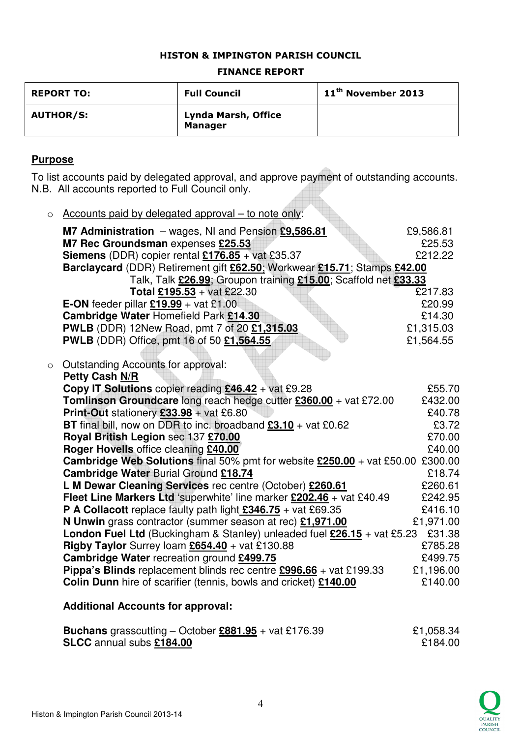**HISTON & IMPINGTON PARISH COUNCIL**

**FINANCE REPORT**

| **REPORT TO:** | **Full Council** | **11th November 2013** |
|---|---|---|
| **AUTHOR/S:** | **Lynda Marsh, Office Manager** | |

## Purpose

To list accounts paid by delegated approval, and approve payment of outstanding accounts. N.B. All accounts reported to Full Council only.

- Accounts paid by delegated approval – to note only:

| | |
|---|---|
| **M7 Administration** – wages, NI and Pension **£9,586.81** | £9,586.81 |
| **M7 Rec Groundsman** expenses **£25.53** | £25.53 |
| **Siemens** (DDR) copier rental **£176.85** + vat £35.37 | £212.22 |
| **Barclaycard** (DDR) Retirement gift **£62.50**; Workwear **£15.71**; Stamps **£42.00** Talk, Talk **£26.99**; Groupon training **£15.00**; Scaffold net **£33.33** **Total £195.53** + vat £22.30 | £217.83 |
| **E-ON** feeder pillar **£19.99** + vat £1.00 | £20.99 |
| **Cambridge Water** Homefield Park **£14.30** | £14.30 |
| **PWLB** (DDR) 12New Road, pmt 7 of 20 **£1,315.03** | £1,315.03 |
| **PWLB** (DDR) Office, pmt 16 of 50 **£1,564.55** | £1,564.55 |

- Outstanding Accounts for approval:

| | |
|---|---|
| **Petty Cash N/R** | |
| **Copy IT Solutions** copier reading **£46.42** + vat £9.28 | £55.70 |
| **Tomlinson Groundcare** long reach hedge cutter **£360.00** + vat £72.00 | £432.00 |
| **Print-Out** stationery **£33.98** + vat £6.80 | £40.78 |
| **BT** final bill, now on DDR to inc. broadband **£3.10** + vat £0.62 | £3.72 |
| **Royal British Legion** sec 137 **£70.00** | £70.00 |
| **Roger Hovells** office cleaning **£40.00** | £40.00 |
| **Cambridge Web Solutions** final 50% pmt for website **£250.00** + vat £50.00 | £300.00 |
| **Cambridge Water** Burial Ground **£18.74** | £18.74 |
| **L M Dewar Cleaning Services** rec centre (October) **£260.61** | £260.61 |
| **Fleet Line Markers Ltd** 'superwhite' line marker **£202.46** + vat £40.49 | £242.95 |
| **P A Collacott** replace faulty path light **£346.75** + vat £69.35 | £416.10 |
| **N Unwin** grass contractor (summer season at rec) **£1,971.00** | £1,971.00 |
| **London Fuel Ltd** (Buckingham & Stanley) unleaded fuel **£26.15** + vat £5.23 | £31.38 |
| **Rigby Taylor** Surrey loam **£654.40** + vat £130.88 | £785.28 |
| **Cambridge Water** recreation ground **£499.75** | £499.75 |
| **Pippa's Blinds** replacement blinds rec centre **£996.66** + vat £199.33 | £1,196.00 |
| **Colin Dunn** hire of scarifier (tennis, bowls and cricket) **£140.00** | £140.00 |

**Additional Accounts for approval:**

| | |
|---|---|
| **Buchans** grasscutting – October **£881.95** + vat £176.39 | £1,058.34 |
| **SLCC** annual subs **£184.00** | £184.00 |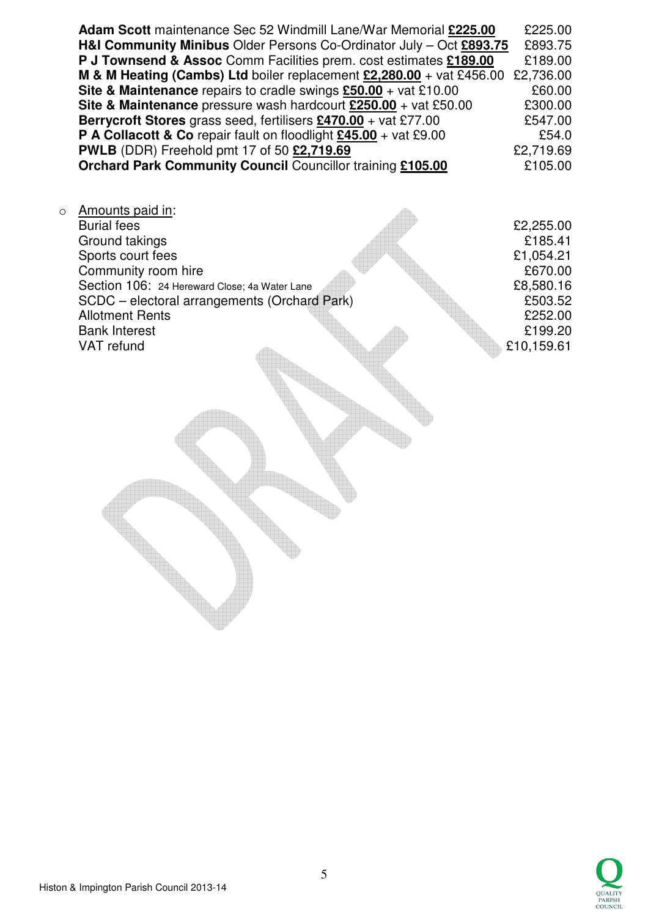| | |
|---|---|
| **Adam Scott** maintenance Sec 52 Windmill Lane/War Memorial **£225.00** | £225.00 |
| **H&I Community Minibus** Older Persons Co-Ordinator July – Oct **£893.75** | £893.75 |
| **P J Townsend & Assoc** Comm Facilities prem. cost estimates **£189.00** | £189.00 |
| **M & M Heating (Cambs) Ltd** boiler replacement **£2,280.00** + vat £456.00 | £2,736.00 |
| **Site & Maintenance** repairs to cradle swings **£50.00** + vat £10.00 | £60.00 |
| **Site & Maintenance** pressure wash hardcourt **£250.00** + vat £50.00 | £300.00 |
| **Berrycroft Stores** grass seed, fertilisers **£470.00** + vat £77.00 | £547.00 |
| **P A Collacott & Co** repair fault on floodlight **£45.00** + vat £9.00 | £54.0 |
| **PWLB** (DDR) Freehold pmt 17 of 50 **£2,719.69** | £2,719.69 |
| **Orchard Park Community Council** Councillor training **£105.00** | £105.00 |

- Amounts paid in:

| | |
|---|---|
| Burial fees | £2,255.00 |
| Ground takings | £185.41 |
| Sports court fees | £1,054.21 |
| Community room hire | £670.00 |
| Section 106: 24 Hereward Close; 4a Water Lane | £8,580.16 |
| SCDC – electoral arrangements (Orchard Park) | £503.52 |
| Allotment Rents | £252.00 |
| Bank Interest | £199.20 |
| VAT refund | £10,159.61 |